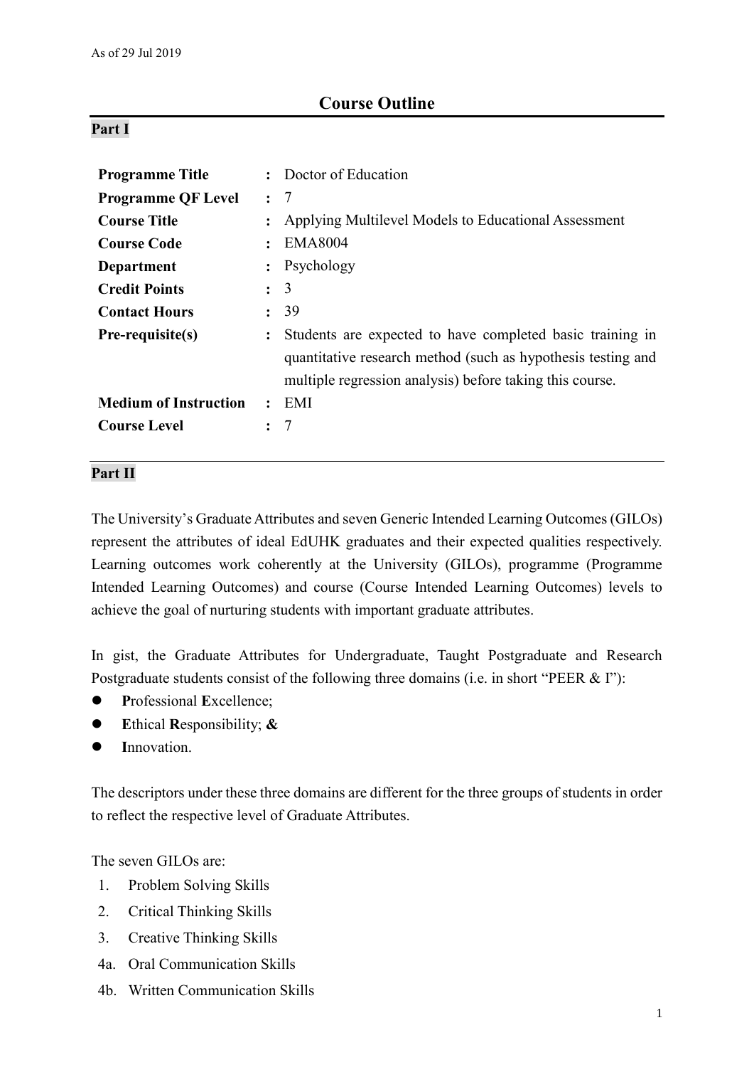As of 29 Jul 2019

# Course Outline

## Part I

| | | |
|---|---|---|
| **Programme Title** | : | Doctor of Education |
| **Programme QF Level** | : | 7 |
| **Course Title** | : | Applying Multilevel Models to Educational Assessment |
| **Course Code** | : | EMA8004 |
| **Department** | : | Psychology |
| **Credit Points** | : | 3 |
| **Contact Hours** | : | 39 |
| **Pre-requisite(s)** | : | Students are expected to have completed basic training in quantitative research method (such as hypothesis testing and multiple regression analysis) before taking this course. |
| **Medium of Instruction** | : | EMI |
| **Course Level** | : | 7 |

## Part II

The University's Graduate Attributes and seven Generic Intended Learning Outcomes (GILOs) represent the attributes of ideal EdUHK graduates and their expected qualities respectively. Learning outcomes work coherently at the University (GILOs), programme (Programme Intended Learning Outcomes) and course (Course Intended Learning Outcomes) levels to achieve the goal of nurturing students with important graduate attributes.

In gist, the Graduate Attributes for Undergraduate, Taught Postgraduate and Research Postgraduate students consist of the following three domains (i.e. in short "PEER & I"):

- **P**rofessional **E**xcellence;
- **E**thical **R**esponsibility; **&**
- **I**nnovation.

The descriptors under these three domains are different for the three groups of students in order to reflect the respective level of Graduate Attributes.

The seven GILOs are:

1. Problem Solving Skills
2. Critical Thinking Skills
3. Creative Thinking Skills

4a. Oral Communication Skills

4b. Written Communication Skills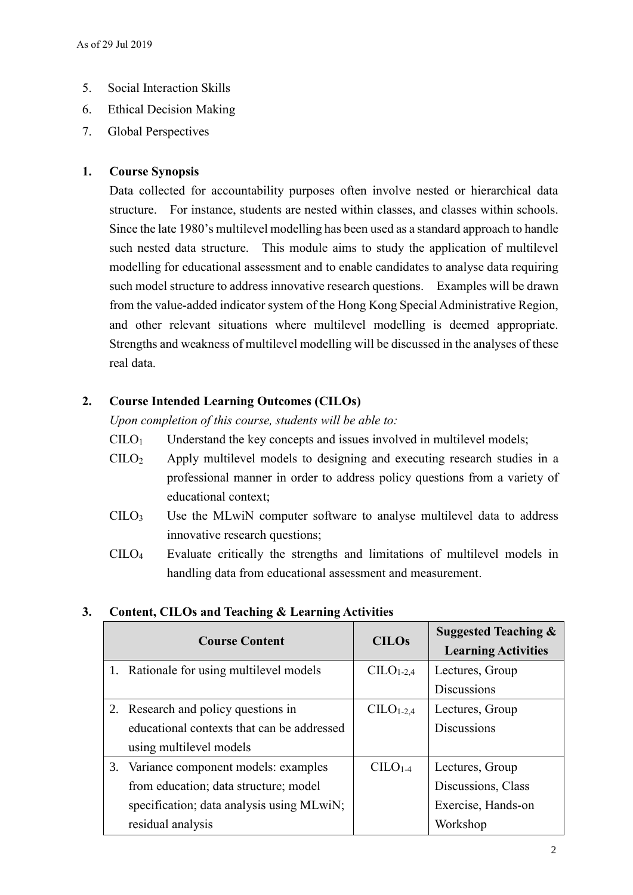5. Social Interaction Skills
6. Ethical Decision Making
7. Global Perspectives

## 1. Course Synopsis

Data collected for accountability purposes often involve nested or hierarchical data structure. For instance, students are nested within classes, and classes within schools. Since the late 1980's multilevel modelling has been used as a standard approach to handle such nested data structure. This module aims to study the application of multilevel modelling for educational assessment and to enable candidates to analyse data requiring such model structure to address innovative research questions. Examples will be drawn from the value-added indicator system of the Hong Kong Special Administrative Region, and other relevant situations where multilevel modelling is deemed appropriate. Strengths and weakness of multilevel modelling will be discussed in the analyses of these real data.

## 2. Course Intended Learning Outcomes (CILOs)

*Upon completion of this course, students will be able to:*

$CILO_1$ Understand the key concepts and issues involved in multilevel models;

$CILO_2$ Apply multilevel models to designing and executing research studies in a professional manner in order to address policy questions from a variety of educational context;

$CILO_3$ Use the MLwiN computer software to analyse multilevel data to address innovative research questions;

$CILO_4$ Evaluate critically the strengths and limitations of multilevel models in handling data from educational assessment and measurement.

## 3. Content, CILOs and Teaching & Learning Activities

| Course Content | CILOs | Suggested Teaching & Learning Activities |
| --- | --- | --- |
| 1. Rationale for using multilevel models | $CILO_{1-2,4}$ | Lectures, Group Discussions |
| 2. Research and policy questions in educational contexts that can be addressed using multilevel models | $CILO_{1-2,4}$ | Lectures, Group Discussions |
| 3. Variance component models: examples from education; data structure; model specification; data analysis using MLwiN; residual analysis | $CILO_{1-4}$ | Lectures, Group Discussions, Class Exercise, Hands-on Workshop |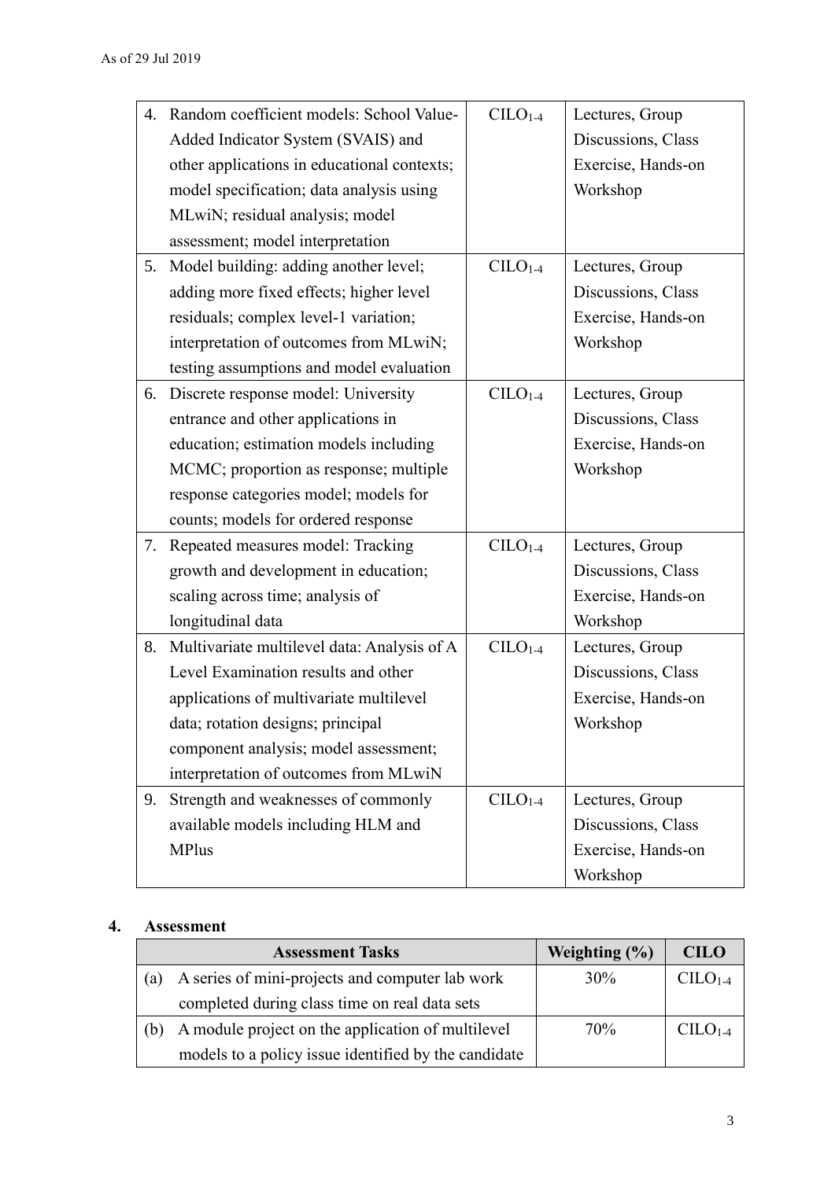| | | |
|---|---|---|
| 4. Random coefficient models: School Value-Added Indicator System (SVAIS) and other applications in educational contexts; model specification; data analysis using MLwiN; residual analysis; model assessment; model interpretation | $CILO_{1\text{-}4}$ | Lectures, Group Discussions, Class Exercise, Hands-on Workshop |
| 5. Model building: adding another level; adding more fixed effects; higher level residuals; complex level-1 variation; interpretation of outcomes from MLwiN; testing assumptions and model evaluation | $CILO_{1\text{-}4}$ | Lectures, Group Discussions, Class Exercise, Hands-on Workshop |
| 6. Discrete response model: University entrance and other applications in education; estimation models including MCMC; proportion as response; multiple response categories model; models for counts; models for ordered response | $CILO_{1\text{-}4}$ | Lectures, Group Discussions, Class Exercise, Hands-on Workshop |
| 7. Repeated measures model: Tracking growth and development in education; scaling across time; analysis of longitudinal data | $CILO_{1\text{-}4}$ | Lectures, Group Discussions, Class Exercise, Hands-on Workshop |
| 8. Multivariate multilevel data: Analysis of A Level Examination results and other applications of multivariate multilevel data; rotation designs; principal component analysis; model assessment; interpretation of outcomes from MLwiN | $CILO_{1\text{-}4}$ | Lectures, Group Discussions, Class Exercise, Hands-on Workshop |
| 9. Strength and weaknesses of commonly available models including HLM and MPlus | $CILO_{1\text{-}4}$ | Lectures, Group Discussions, Class Exercise, Hands-on Workshop |

## 4. Assessment

| Assessment Tasks | Weighting (%) | CILO |
|---|---|---|
| (a) A series of mini-projects and computer lab work completed during class time on real data sets | 30% | $CILO_{1\text{-}4}$ |
| (b) A module project on the application of multilevel models to a policy issue identified by the candidate | 70% | $CILO_{1\text{-}4}$ |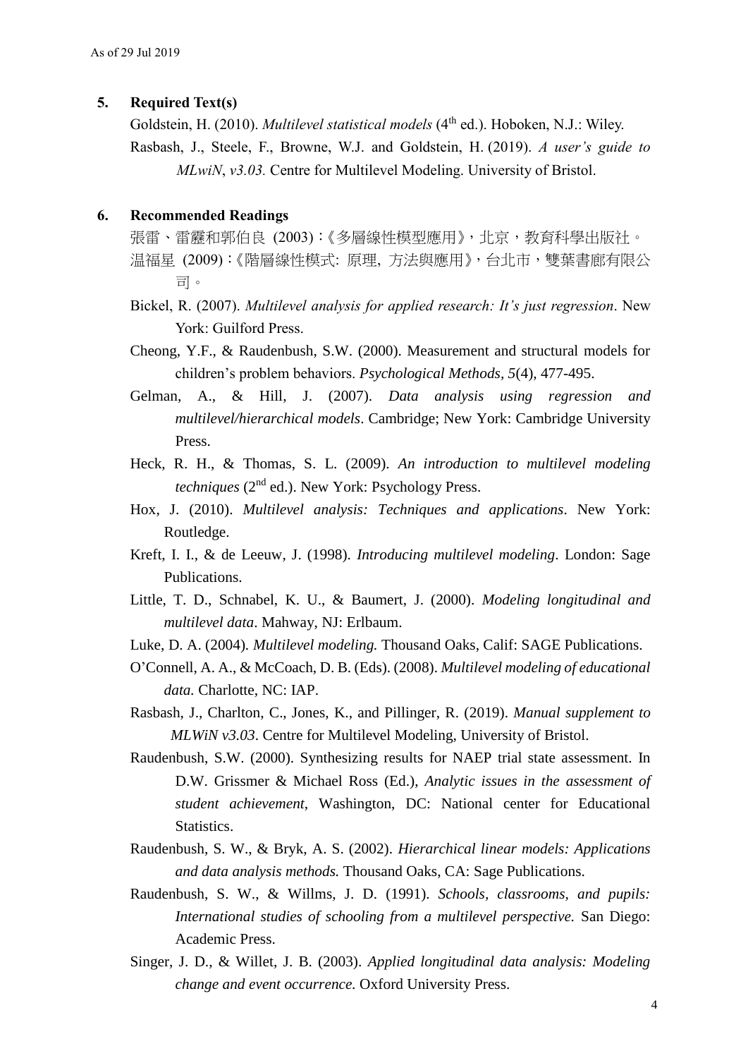As of 29 Jul 2019

## 5. Required Text(s)

Goldstein, H. (2010). *Multilevel statistical models* (4th ed.). Hoboken, N.J.: Wiley.

Rasbash, J., Steele, F., Browne, W.J. and Goldstein, H. (2019). *A user's guide to MLwiN*, *v3.03.* Centre for Multilevel Modeling. University of Bristol.

## 6. Recommended Readings

張雷、雷靂和郭伯良 (2003)：《多層線性模型應用》，北京，教育科學出版社。

温福星 (2009)：《階層線性模式: 原理, 方法與應用》，台北市，雙葉書廊有限公司。

Bickel, R. (2007). *Multilevel analysis for applied research: It's just regression*. New York: Guilford Press.

Cheong, Y.F., & Raudenbush, S.W. (2000). Measurement and structural models for children's problem behaviors. *Psychological Methods, 5*(4), 477-495.

Gelman, A., & Hill, J. (2007). *Data analysis using regression and multilevel/hierarchical models*. Cambridge; New York: Cambridge University Press.

Heck, R. H., & Thomas, S. L. (2009). *An introduction to multilevel modeling techniques* (2nd ed.). New York: Psychology Press.

Hox, J. (2010). *Multilevel analysis: Techniques and applications*. New York: Routledge.

Kreft, I. I., & de Leeuw, J. (1998). *Introducing multilevel modeling*. London: Sage Publications.

Little, T. D., Schnabel, K. U., & Baumert, J. (2000). *Modeling longitudinal and multilevel data*. Mahway, NJ: Erlbaum.

Luke, D. A. (2004). *Multilevel modeling.* Thousand Oaks, Calif: SAGE Publications.

O'Connell, A. A., & McCoach, D. B. (Eds). (2008). *Multilevel modeling of educational data.* Charlotte, NC: IAP.

Rasbash, J., Charlton, C., Jones, K., and Pillinger, R. (2019). *Manual supplement to MLWiN v3.03*. Centre for Multilevel Modeling, University of Bristol.

Raudenbush, S.W. (2000). Synthesizing results for NAEP trial state assessment. In D.W. Grissmer & Michael Ross (Ed.), *Analytic issues in the assessment of student achievement*, Washington, DC: National center for Educational Statistics.

Raudenbush, S. W., & Bryk, A. S. (2002). *Hierarchical linear models: Applications and data analysis methods.* Thousand Oaks, CA: Sage Publications.

Raudenbush, S. W., & Willms, J. D. (1991). *Schools, classrooms, and pupils: International studies of schooling from a multilevel perspective.* San Diego: Academic Press.

Singer, J. D., & Willet, J. B. (2003). *Applied longitudinal data analysis: Modeling change and event occurrence.* Oxford University Press.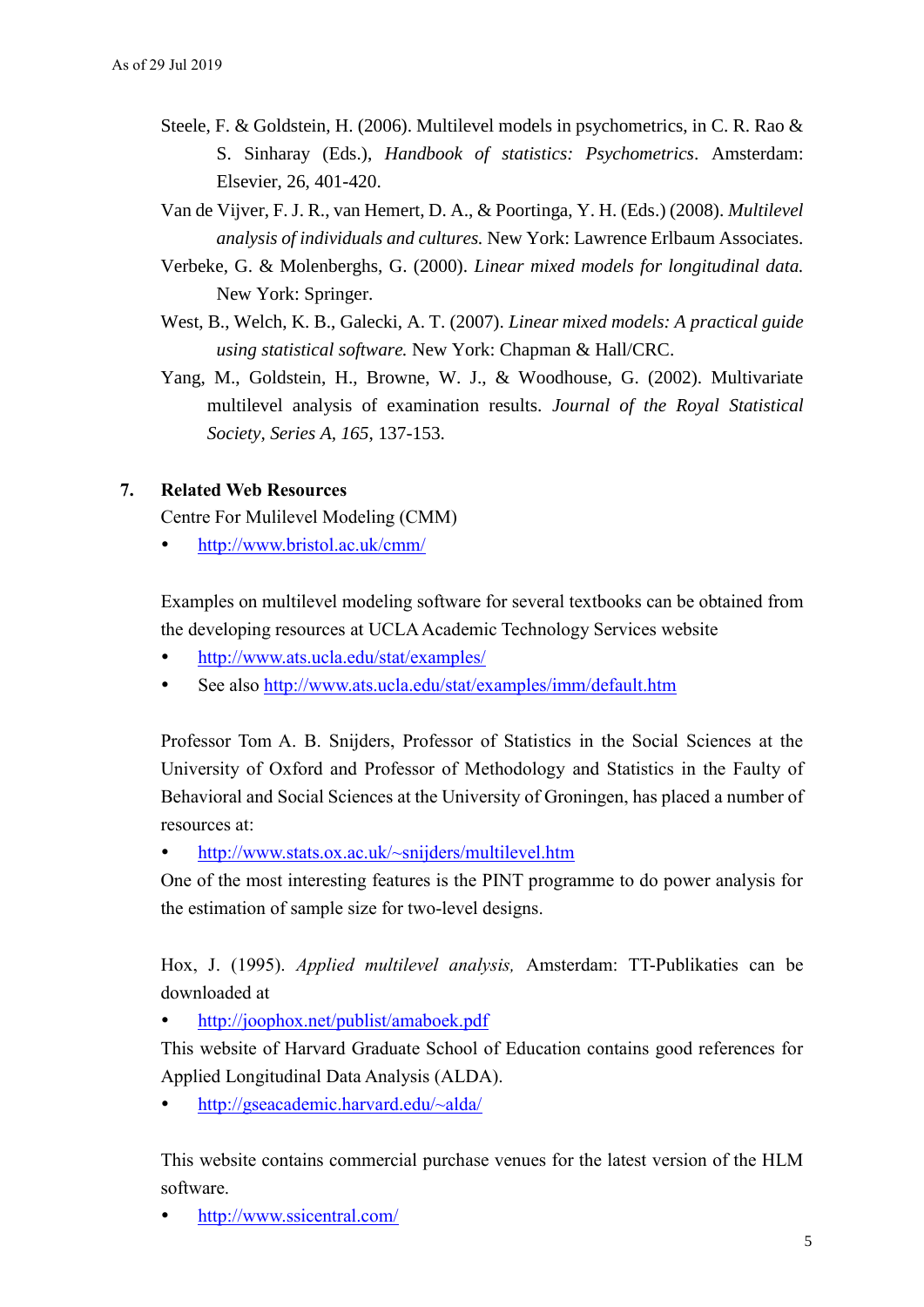Steele, F. & Goldstein, H. (2006). Multilevel models in psychometrics, in C. R. Rao & S. Sinharay (Eds.), *Handbook of statistics: Psychometrics*. Amsterdam: Elsevier, 26, 401-420.

Van de Vijver, F. J. R., van Hemert, D. A., & Poortinga, Y. H. (Eds.) (2008). *Multilevel analysis of individuals and cultures.* New York: Lawrence Erlbaum Associates.

Verbeke, G. & Molenberghs, G. (2000). *Linear mixed models for longitudinal data.* New York: Springer.

West, B., Welch, K. B., Galecki, A. T. (2007). *Linear mixed models: A practical guide using statistical software.* New York: Chapman & Hall/CRC.

Yang, M., Goldstein, H., Browne, W. J., & Woodhouse, G. (2002). Multivariate multilevel analysis of examination results. *Journal of the Royal Statistical Society, Series A, 165*, 137-153.

## 7. Related Web Resources

Centre For Mulilevel Modeling (CMM)

- http://www.bristol.ac.uk/cmm/

Examples on multilevel modeling software for several textbooks can be obtained from the developing resources at UCLA Academic Technology Services website

- http://www.ats.ucla.edu/stat/examples/
- See also http://www.ats.ucla.edu/stat/examples/imm/default.htm

Professor Tom A. B. Snijders, Professor of Statistics in the Social Sciences at the University of Oxford and Professor of Methodology and Statistics in the Faculty of Behavioral and Social Sciences at the University of Groningen, has placed a number of resources at:

- http://www.stats.ox.ac.uk/~snijders/multilevel.htm

One of the most interesting features is the PINT programme to do power analysis for the estimation of sample size for two-level designs.

Hox, J. (1995). *Applied multilevel analysis,* Amsterdam: TT-Publikaties can be downloaded at

- http://joophox.net/publist/amaboek.pdf

This website of Harvard Graduate School of Education contains good references for Applied Longitudinal Data Analysis (ALDA).

- http://gseacademic.harvard.edu/~alda/

This website contains commercial purchase venues for the latest version of the HLM software.

- http://www.ssicentral.com/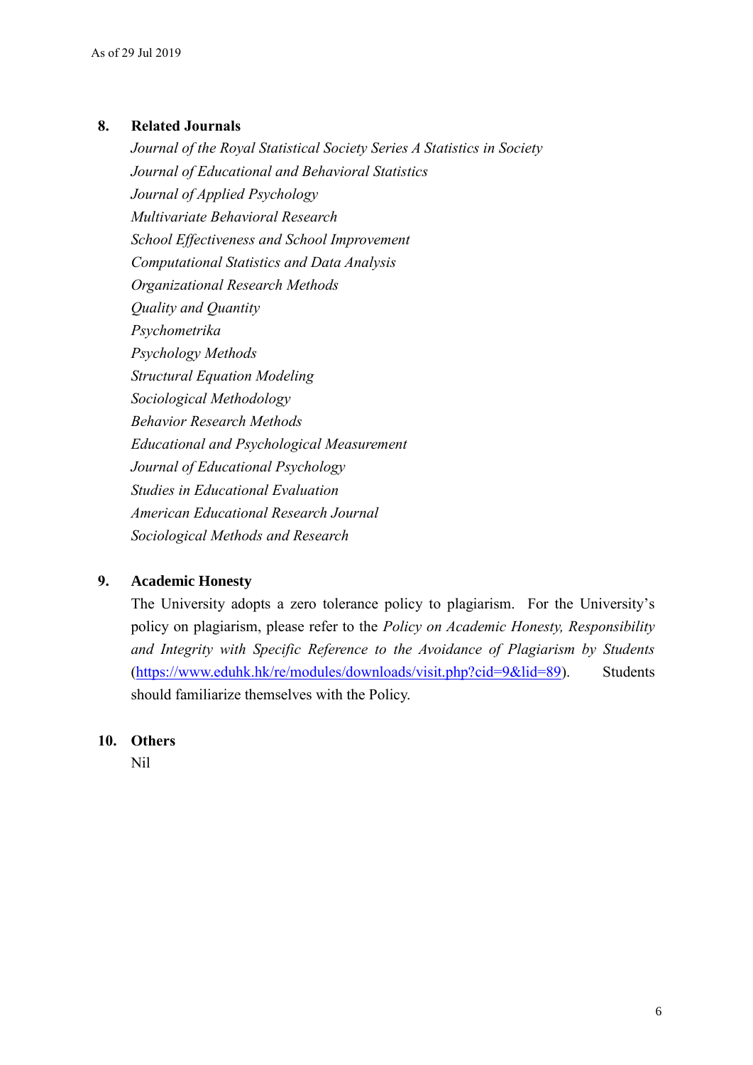## 8. Related Journals

*Journal of the Royal Statistical Society Series A Statistics in Society*
*Journal of Educational and Behavioral Statistics*
*Journal of Applied Psychology*
*Multivariate Behavioral Research*
*School Effectiveness and School Improvement*
*Computational Statistics and Data Analysis*
*Organizational Research Methods*
*Quality and Quantity*
*Psychometrika*
*Psychology Methods*
*Structural Equation Modeling*
*Sociological Methodology*
*Behavior Research Methods*
*Educational and Psychological Measurement*
*Journal of Educational Psychology*
*Studies in Educational Evaluation*
*American Educational Research Journal*
*Sociological Methods and Research*

## 9. Academic Honesty

The University adopts a zero tolerance policy to plagiarism. For the University's policy on plagiarism, please refer to the *Policy on Academic Honesty, Responsibility and Integrity with Specific Reference to the Avoidance of Plagiarism by Students* (https://www.eduhk.hk/re/modules/downloads/visit.php?cid=9&lid=89). Students should familiarize themselves with the Policy.

## 10. Others

Nil